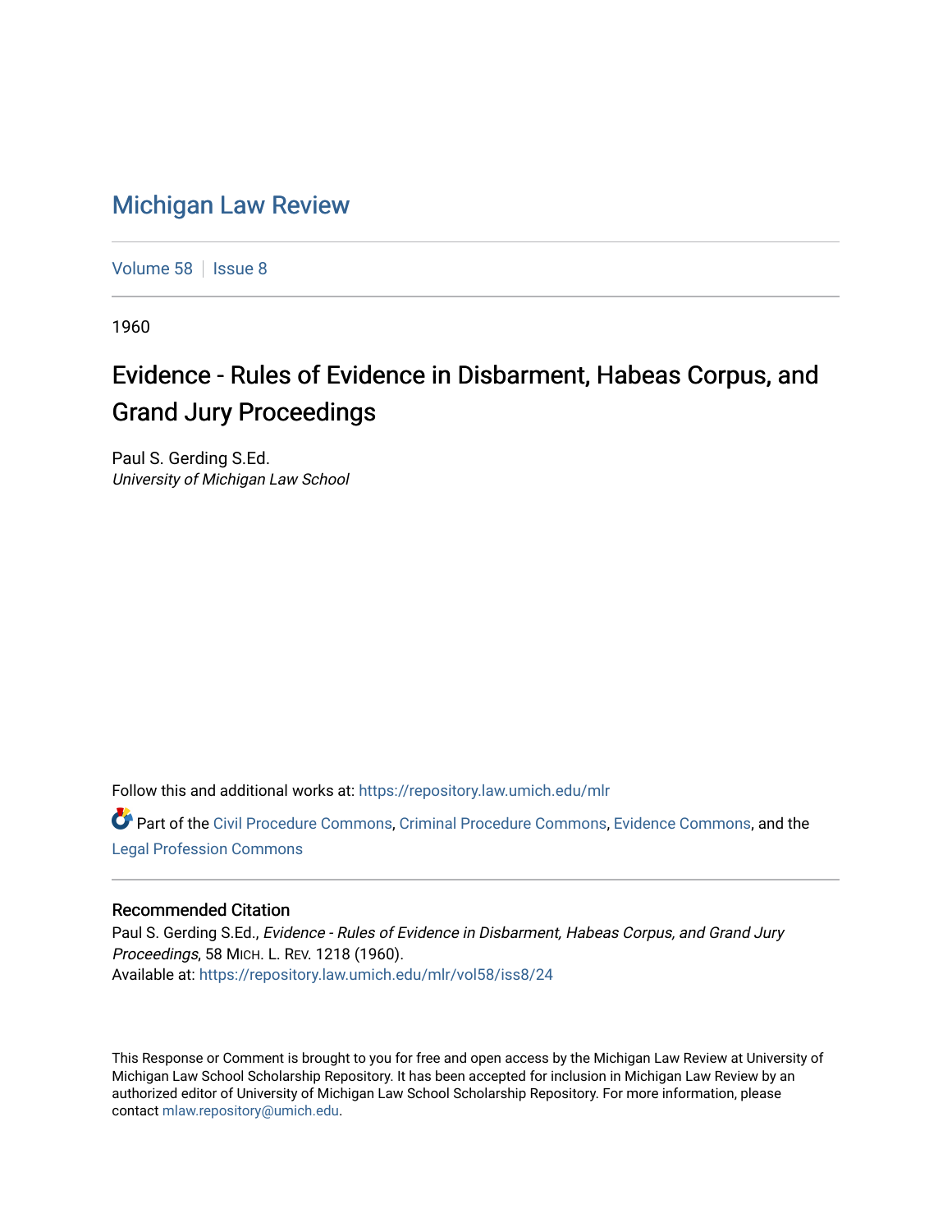# Michigan Law Review

Volume 58 | Issue 8

1960

## Evidence - Rules of Evidence in Disbarment, Habeas Corpus, and Grand Jury Proceedings

Paul S. Gerding S.Ed.
*University of Michigan Law School*

Follow this and additional works at: https://repository.law.umich.edu/mlr

Part of the Civil Procedure Commons, Criminal Procedure Commons, Evidence Commons, and the Legal Profession Commons

### Recommended Citation

Paul S. Gerding S.Ed., *Evidence - Rules of Evidence in Disbarment, Habeas Corpus, and Grand Jury Proceedings*, 58 MICH. L. REV. 1218 (1960).
Available at: https://repository.law.umich.edu/mlr/vol58/iss8/24

This Response or Comment is brought to you for free and open access by the Michigan Law Review at University of Michigan Law School Scholarship Repository. It has been accepted for inclusion in Michigan Law Review by an authorized editor of University of Michigan Law School Scholarship Repository. For more information, please contact mlaw.repository@umich.edu.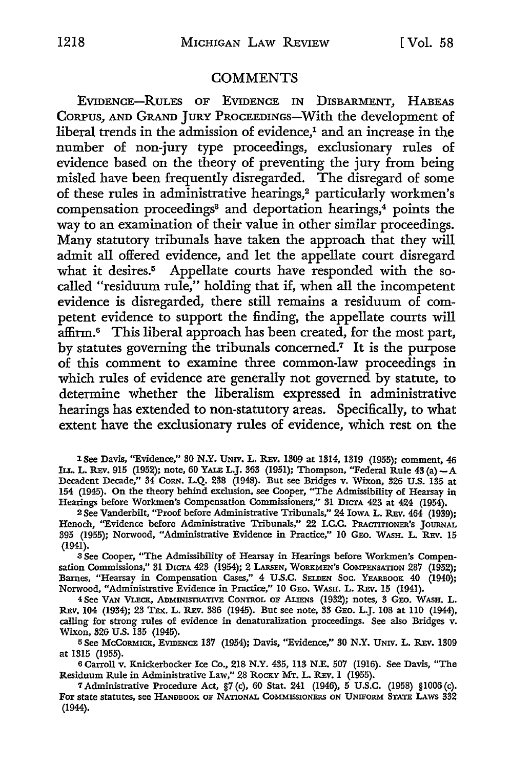## COMMENTS

EVIDENCE—RULES OF EVIDENCE IN DISBARMENT, HABEAS CORPUS, AND GRAND JURY PROCEEDINGS—With the development of liberal trends in the admission of evidence,[1] and an increase in the number of non-jury type proceedings, exclusionary rules of evidence based on the theory of preventing the jury from being misled have been frequently disregarded. The disregard of some of these rules in administrative hearings,[2] particularly workmen's compensation proceedings[3] and deportation hearings,[4] points the way to an examination of their value in other similar proceedings. Many statutory tribunals have taken the approach that they will admit all offered evidence, and let the appellate court disregard what it desires.[5] Appellate courts have responded with the so-called "residuum rule," holding that if, when all the incompetent evidence is disregarded, there still remains a residuum of competent evidence to support the finding, the appellate courts will affirm.[6] This liberal approach has been created, for the most part, by statutes governing the tribunals concerned.[7] It is the purpose of this comment to examine three common-law proceedings in which rules of evidence are generally not governed by statute, to determine whether the liberalism expressed in administrative hearings has extended to non-statutory areas. Specifically, to what extent have the exclusionary rules of evidence, which rest on the

---

1 See Davis, "Evidence," 30 N.Y. UNIV. L. REV. 1309 at 1314, 1319 (1955); comment, 46 ILL. L. REV. 915 (1952); note, 60 YALE L.J. 363 (1951); Thompson, "Federal Rule 43 (a)—A Decadent Decade," 34 CORN. L.Q. 238 (1948). But see Bridges v. Wixon, 326 U.S. 135 at 154 (1945). On the theory behind exclusion, see Cooper, "The Admissibility of Hearsay in Hearings before Workmen's Compensation Commissioners," 31 DICTA 423 at 424 (1954).

2 See Vanderbilt, "Proof before Administrative Tribunals," 24 IOWA L. REV. 464 (1939); Henoch, "Evidence before Administrative Tribunals," 22 I.C.C. PRACTITIONER'S JOURNAL 395 (1955); Norwood, "Administrative Evidence in Practice," 10 GEO. WASH. L. REV. 15 (1941).

3 See Cooper, "The Admissibility of Hearsay in Hearings before Workmen's Compensation Commissions," 31 DICTA 423 (1954); 2 LARSEN, WORKMEN'S COMPENSATION 287 (1952); Barnes, "Hearsay in Compensation Cases," 4 U.S.C. SELDEN SOC. YEARBOOK 40 (1940); Norwood, "Administrative Evidence in Practice," 10 GEO. WASH. L. REV. 15 (1941).

4 See VAN VLECK, ADMINISTRATIVE CONTROL OF ALIENS (1932); notes, 3 GEO. WASH. L. REV. 104 (1934); 23 TEX. L. REV. 386 (1945). But see note, 33 GEO. L.J. 108 at 110 (1944), calling for strong rules of evidence in denaturalization proceedings. See also Bridges v. Wixon, 326 U.S. 135 (1945).

5 See MCCORMICK, EVIDENCE 137 (1954); Davis, "Evidence," 30 N.Y. UNIV. L. REV. 1309 at 1315 (1955).

6 Carroll v. Knickerbocker Ice Co., 218 N.Y. 435, 113 N.E. 507 (1916). See Davis, "The Residuum Rule in Administrative Law," 28 ROCKY MT. L. REV. 1 (1955).

7 Administrative Procedure Act, §7 (c), 60 Stat. 241 (1946), 5 U.S.C. (1958) §1006 (c). For state statutes, see HANDBOOK OF NATIONAL COMMISSIONERS ON UNIFORM STATE LAWS 332 (1944).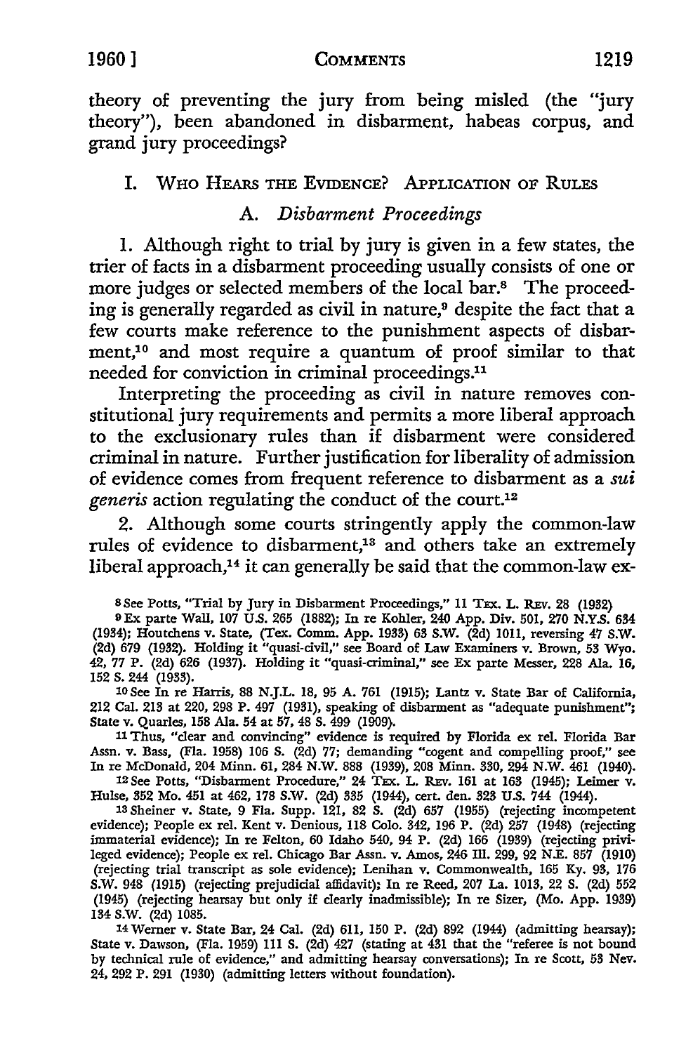theory of preventing the jury from being misled (the "jury theory"), been abandoned in disbarment, habeas corpus, and grand jury proceedings?

## I. Who Hears the Evidence? Application of Rules

### A. *Disbarment Proceedings*

1. Although right to trial by jury is given in a few states, the trier of facts in a disbarment proceeding usually consists of one or more judges or selected members of the local bar.[8] The proceeding is generally regarded as civil in nature,[9] despite the fact that a few courts make reference to the punishment aspects of disbarment,[10] and most require a quantum of proof similar to that needed for conviction in criminal proceedings.[11]

Interpreting the proceeding as civil in nature removes constitutional jury requirements and permits a more liberal approach to the exclusionary rules than if disbarment were considered criminal in nature. Further justification for liberality of admission of evidence comes from frequent reference to disbarment as a *sui generis* action regulating the conduct of the court.[12]

2. Although some courts stringently apply the common-law rules of evidence to disbarment,[13] and others take an extremely liberal approach,[14] it can generally be said that the common-law ex-

---

[8] See Potts, "Trial by Jury in Disbarment Proceedings," 11 Tex. L. Rev. 28 (1932)

[9] Ex parte Wall, 107 U.S. 265 (1882); In re Kohler, 240 App. Div. 501, 270 N.Y.S. 634 (1934); Houtchens v. State, (Tex. Comm. App. 1933) 63 S.W. (2d) 1011, reversing 47 S.W. (2d) 679 (1932). Holding it "quasi-civil," see Board of Law Examiners v. Brown, 53 Wyo. 42, 77 P. (2d) 626 (1937). Holding it "quasi-criminal," see Ex parte Messer, 228 Ala. 16, 152 S. 244 (1933).

[10] See In re Harris, 88 N.J.L. 18, 95 A. 761 (1915); Lantz v. State Bar of California, 212 Cal. 213 at 220, 298 P. 497 (1931), speaking of disbarment as "adequate punishment"; State v. Quarles, 158 Ala. 54 at 57, 48 S. 499 (1909).

[11] Thus, "clear and convincing" evidence is required by Florida ex rel. Florida Bar Assn. v. Bass, (Fla. 1958) 106 S. (2d) 77; demanding "cogent and compelling proof," see In re McDonald, 204 Minn. 61, 284 N.W. 888 (1939), 208 Minn. 330, 294 N.W. 461 (1940).

[12] See Potts, "Disbarment Procedure," 24 Tex. L. Rev. 161 at 163 (1945); Leimer v. Hulse, 352 Mo. 451 at 462, 178 S.W. (2d) 335 (1944), cert. den. 323 U.S. 744 (1944).

[13] Sheiner v. State, 9 Fla. Supp. 121, 82 S. (2d) 657 (1955) (rejecting incompetent evidence); People ex rel. Kent v. Denious, 118 Colo. 342, 196 P. (2d) 257 (1948) (rejecting immaterial evidence); In re Felton, 60 Idaho 540, 94 P. (2d) 166 (1939) (rejecting privileged evidence); People ex rel. Chicago Bar Assn. v. Amos, 246 Ill. 299, 92 N.E. 857 (1910) (rejecting trial transcript as sole evidence); Lenihan v. Commonwealth, 165 Ky. 93, 176 S.W. 948 (1915) (rejecting prejudicial affidavit); In re Reed, 207 La. 1013, 22 S. (2d) 552 (1945) (rejecting hearsay but only if clearly inadmissible); In re Sizer, (Mo. App. 1939) 134 S.W. (2d) 1085.

[14] Werner v. State Bar, 24 Cal. (2d) 611, 150 P. (2d) 892 (1944) (admitting hearsay); State v. Dawson, (Fla. 1959) 111 S. (2d) 427 (stating at 431 that the "referee is not bound by technical rule of evidence," and admitting hearsay conversations); In re Scott, 53 Nev. 24, 292 P. 291 (1930) (admitting letters without foundation).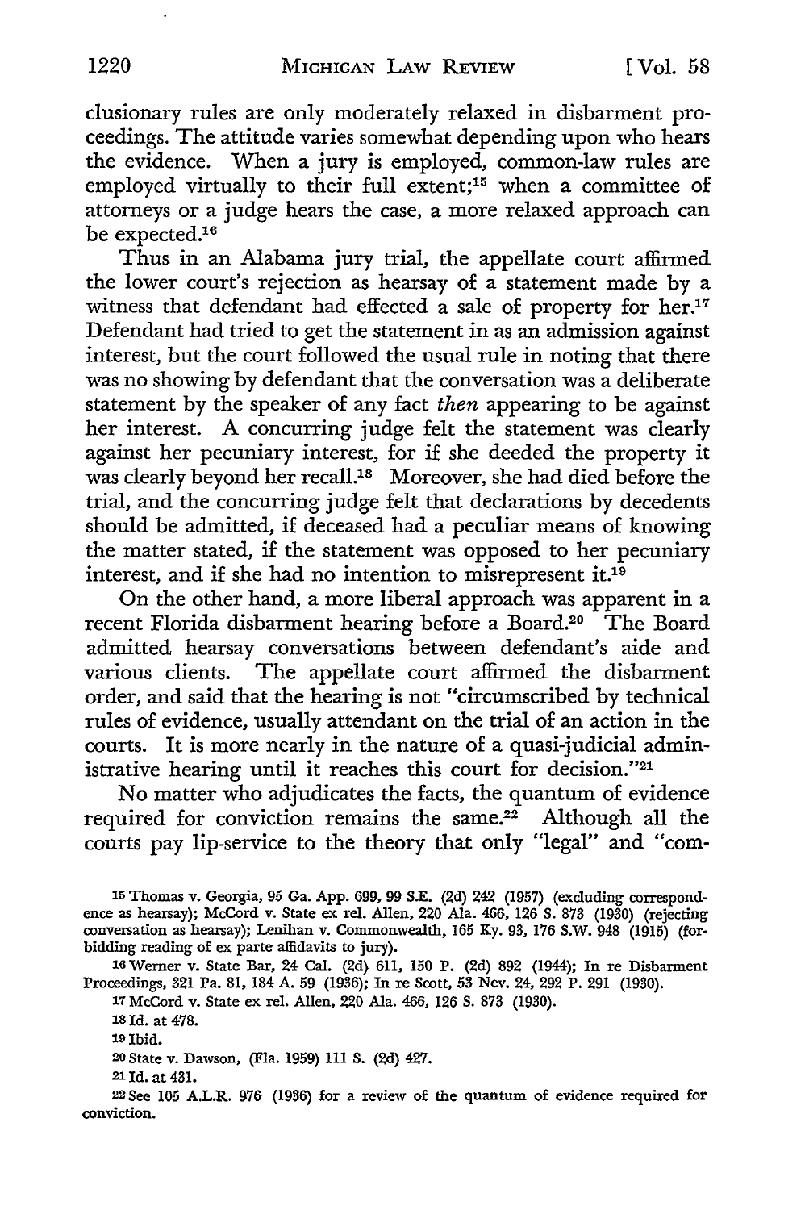clusionary rules are only moderately relaxed in disbarment proceedings. The attitude varies somewhat depending upon who hears the evidence. When a jury is employed, common-law rules are employed virtually to their full extent;[15] when a committee of attorneys or a judge hears the case, a more relaxed approach can be expected.[16]

Thus in an Alabama jury trial, the appellate court affirmed the lower court's rejection as hearsay of a statement made by a witness that defendant had effected a sale of property for her.[17] Defendant had tried to get the statement in as an admission against interest, but the court followed the usual rule in noting that there was no showing by defendant that the conversation was a deliberate statement by the speaker of any fact *then* appearing to be against her interest. A concurring judge felt the statement was clearly against her pecuniary interest, for if she deeded the property it was clearly beyond her recall.[18] Moreover, she had died before the trial, and the concurring judge felt that declarations by decedents should be admitted, if deceased had a peculiar means of knowing the matter stated, if the statement was opposed to her pecuniary interest, and if she had no intention to misrepresent it.[19]

On the other hand, a more liberal approach was apparent in a recent Florida disbarment hearing before a Board.[20] The Board admitted hearsay conversations between defendant's aide and various clients. The appellate court affirmed the disbarment order, and said that the hearing is not "circumscribed by technical rules of evidence, usually attendant on the trial of an action in the courts. It is more nearly in the nature of a quasi-judicial administrative hearing until it reaches this court for decision."[21]

No matter who adjudicates the facts, the quantum of evidence required for conviction remains the same.[22] Although all the courts pay lip-service to the theory that only "legal" and "com-

15 Thomas v. Georgia, 95 Ga. App. 699, 99 S.E. (2d) 242 (1957) (excluding correspondence as hearsay); McCord v. State ex rel. Allen, 220 Ala. 466, 126 S. 873 (1930) (rejecting conversation as hearsay); Lenihan v. Commonwealth, 165 Ky. 93, 176 S.W. 948 (1915) (forbidding reading of ex parte affidavits to jury).

16 Werner v. State Bar, 24 Cal. (2d) 611, 150 P. (2d) 892 (1944); In re Disbarment Proceedings, 321 Pa. 81, 184 A. 59 (1936); In re Scott, 53 Nev. 24, 292 P. 291 (1930).

17 McCord v. State ex rel. Allen, 220 Ala. 466, 126 S. 873 (1930).

18 Id. at 478.

19 Ibid.

20 State v. Dawson, (Fla. 1959) 111 S. (2d) 427.

21 Id. at 431.

22 See 105 A.L.R. 976 (1936) for a review of the quantum of evidence required for conviction.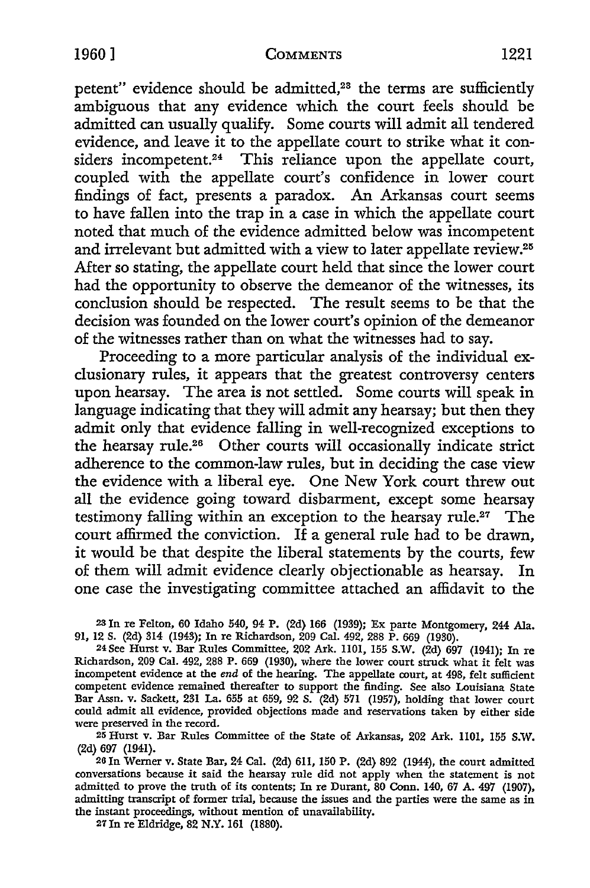petent" evidence should be admitted,[23] the terms are sufficiently ambiguous that any evidence which the court feels should be admitted can usually qualify. Some courts will admit all tendered evidence, and leave it to the appellate court to strike what it considers incompetent.[24] This reliance upon the appellate court, coupled with the appellate court's confidence in lower court findings of fact, presents a paradox. An Arkansas court seems to have fallen into the trap in a case in which the appellate court noted that much of the evidence admitted below was incompetent and irrelevant but admitted with a view to later appellate review.[25] After so stating, the appellate court held that since the lower court had the opportunity to observe the demeanor of the witnesses, its conclusion should be respected. The result seems to be that the decision was founded on the lower court's opinion of the demeanor of the witnesses rather than on what the witnesses had to say.

Proceeding to a more particular analysis of the individual exclusionary rules, it appears that the greatest controversy centers upon hearsay. The area is not settled. Some courts will speak in language indicating that they will admit any hearsay; but then they admit only that evidence falling in well-recognized exceptions to the hearsay rule.[26] Other courts will occasionally indicate strict adherence to the common-law rules, but in deciding the case view the evidence with a liberal eye. One New York court threw out all the evidence going toward disbarment, except some hearsay testimony falling within an exception to the hearsay rule.[27] The court affirmed the conviction. If a general rule had to be drawn, it would be that despite the liberal statements by the courts, few of them will admit evidence clearly objectionable as hearsay. In one case the investigating committee attached an affidavit to the

[23] In re Felton, 60 Idaho 540, 94 P. (2d) 166 (1939); Ex parte Montgomery, 244 Ala. 91, 12 S. (2d) 314 (1943); In re Richardson, 209 Cal. 492, 288 P. 669 (1930).

[24] See Hurst v. Bar Rules Committee, 202 Ark. 1101, 155 S.W. (2d) 697 (1941); In re Richardson, 209 Cal. 492, 288 P. 669 (1930), where the lower court struck what it felt was incompetent evidence at the *end* of the hearing. The appellate court, at 498, felt sufficient competent evidence remained thereafter to support the finding. See also Louisiana State Bar Assn. v. Sackett, 231 La. 655 at 659, 92 S. (2d) 571 (1957), holding that lower court could admit all evidence, provided objections made and reservations taken by either side were preserved in the record.

[25] Hurst v. Bar Rules Committee of the State of Arkansas, 202 Ark. 1101, 155 S.W. (2d) 697 (1941).

[26] In Werner v. State Bar, 24 Cal. (2d) 611, 150 P. (2d) 892 (1944), the court admitted conversations because it said the hearsay rule did not apply when the statement is not admitted to prove the truth of its contents; In re Durant, 80 Conn. 140, 67 A. 497 (1907), admitting transcript of former trial, because the issues and the parties were the same as in the instant proceedings, without mention of unavailability.

[27] In re Eldridge, 82 N.Y. 161 (1880).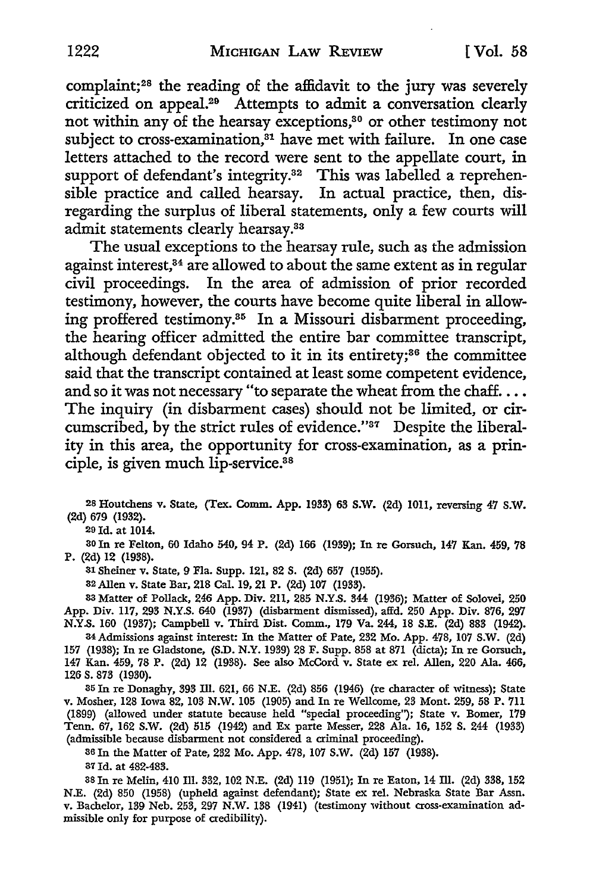complaint;[28] the reading of the affidavit to the jury was severely criticized on appeal.[29] Attempts to admit a conversation clearly not within any of the hearsay exceptions,[30] or other testimony not subject to cross-examination,[31] have met with failure. In one case letters attached to the record were sent to the appellate court, in support of defendant's integrity.[32] This was labelled a reprehensible practice and called hearsay. In actual practice, then, disregarding the surplus of liberal statements, only a few courts will admit statements clearly hearsay.[33]

The usual exceptions to the hearsay rule, such as the admission against interest,[34] are allowed to about the same extent as in regular civil proceedings. In the area of admission of prior recorded testimony, however, the courts have become quite liberal in allowing proffered testimony.[35] In a Missouri disbarment proceeding, the hearing officer admitted the entire bar committee transcript, although defendant objected to it in its entirety;[36] the committee said that the transcript contained at least some competent evidence, and so it was not necessary "to separate the wheat from the chaff.... The inquiry (in disbarment cases) should not be limited, or circumscribed, by the strict rules of evidence."[37] Despite the liberality in this area, the opportunity for cross-examination, as a principle, is given much lip-service.[38]

[28] Houtchens v. State, (Tex. Comm. App. 1933) 63 S.W. (2d) 1011, reversing 47 S.W. (2d) 679 (1932).

[29] Id. at 1014.

[30] In re Felton, 60 Idaho 540, 94 P. (2d) 166 (1939); In re Gorsuch, 147 Kan. 459, 78 P. (2d) 12 (1938).

[31] Sheiner v. State, 9 Fla. Supp. 121, 82 S. (2d) 657 (1955).

[32] Allen v. State Bar, 218 Cal. 19, 21 P. (2d) 107 (1933).

[33] Matter of Pollack, 246 App. Div. 211, 285 N.Y.S. 344 (1936); Matter of Solovei, 250 App. Div. 117, 293 N.Y.S. 640 (1937) (disbarment dismissed), affd. 250 App. Div. 876, 297 N.Y.S. 160 (1937); Campbell v. Third Dist. Comm., 179 Va. 244, 18 S.E. (2d) 883 (1942).

[34] Admissions against interest: In the Matter of Pate, 232 Mo. App. 478, 107 S.W. (2d) 157 (1938); In re Gladstone, (S.D. N.Y. 1939) 28 F. Supp. 858 at 871 (dicta); In re Gorsuch, 147 Kan. 459, 78 P. (2d) 12 (1938). See also McCord v. State ex rel. Allen, 220 Ala. 466, 126 S. 873 (1930).

[35] In re Donaghy, 393 Ill. 621, 66 N.E. (2d) 856 (1946) (re character of witness); State v. Mosher, 128 Iowa 82, 103 N.W. 105 (1905) and In re Wellcome, 23 Mont. 259, 58 P. 711 (1899) (allowed under statute because held "special proceeding"); State v. Bomer, 179 Tenn. 67, 162 S.W. (2d) 515 (1942) and Ex parte Messer, 228 Ala. 16, 152 S. 244 (1933) (admissible because disbarment not considered a criminal proceeding).

[36] In the Matter of Pate, 232 Mo. App. 478, 107 S.W. (2d) 157 (1938).

[37] Id. at 482-483.

[38] In re Melin, 410 Ill. 332, 102 N.E. (2d) 119 (1951); In re Eaton, 14 Ill. (2d) 338, 152 N.E. (2d) 850 (1958) (upheld against defendant); State ex rel. Nebraska State Bar Assn. v. Bachelor, 139 Neb. 253, 297 N.W. 138 (1941) (testimony without cross-examination admissible only for purpose of credibility).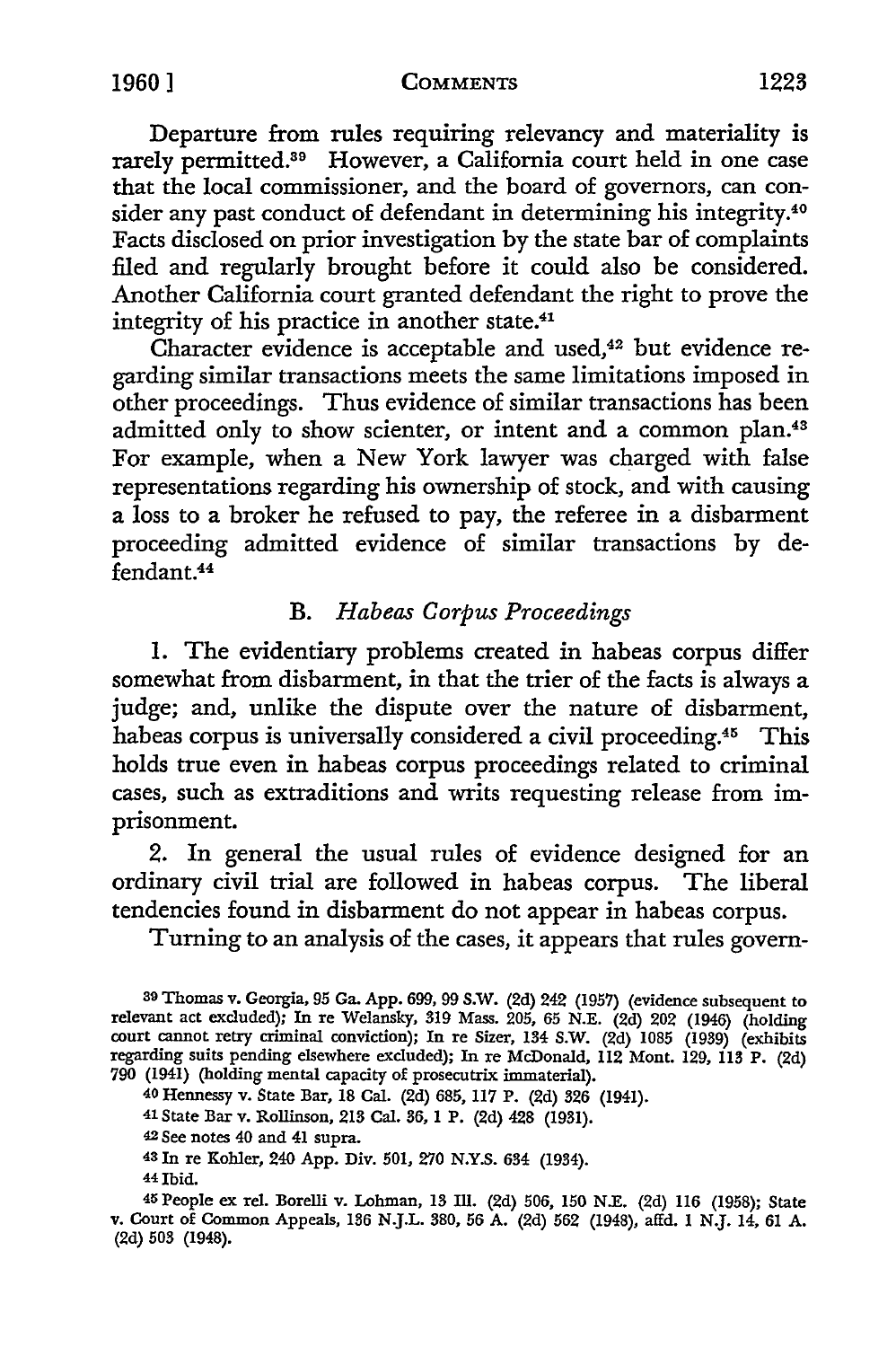Departure from rules requiring relevancy and materiality is rarely permitted.[39] However, a California court held in one case that the local commissioner, and the board of governors, can consider any past conduct of defendant in determining his integrity.[40] Facts disclosed on prior investigation by the state bar of complaints filed and regularly brought before it could also be considered. Another California court granted defendant the right to prove the integrity of his practice in another state.[41]

Character evidence is acceptable and used,[42] but evidence regarding similar transactions meets the same limitations imposed in other proceedings. Thus evidence of similar transactions has been admitted only to show scienter, or intent and a common plan.[43] For example, when a New York lawyer was charged with false representations regarding his ownership of stock, and with causing a loss to a broker he refused to pay, the referee in a disbarment proceeding admitted evidence of similar transactions by defendant.[44]

### B. *Habeas Corpus Proceedings*

1. The evidentiary problems created in habeas corpus differ somewhat from disbarment, in that the trier of the facts is always a judge; and, unlike the dispute over the nature of disbarment, habeas corpus is universally considered a civil proceeding.[45] This holds true even in habeas corpus proceedings related to criminal cases, such as extraditions and writs requesting release from imprisonment.

2. In general the usual rules of evidence designed for an ordinary civil trial are followed in habeas corpus. The liberal tendencies found in disbarment do not appear in habeas corpus.

Turning to an analysis of the cases, it appears that rules govern-

---

39 Thomas v. Georgia, 95 Ga. App. 699, 99 S.W. (2d) 242 (1957) (evidence subsequent to relevant act excluded); In re Welansky, 319 Mass. 205, 65 N.E. (2d) 202 (1946) (holding court cannot retry criminal conviction); In re Sizer, 134 S.W. (2d) 1085 (1939) (exhibits regarding suits pending elsewhere excluded); In re McDonald, 112 Mont. 129, 113 P. (2d) 790 (1941) (holding mental capacity of prosecutrix immaterial).

40 Hennessy v. State Bar, 18 Cal. (2d) 685, 117 P. (2d) 326 (1941).

41 State Bar v. Rollinson, 213 Cal. 36, 1 P. (2d) 428 (1931).

42 See notes 40 and 41 supra.

43 In re Kohler, 240 App. Div. 501, 270 N.Y.S. 634 (1934).

44 Ibid.

45 People ex rel. Borelli v. Lohman, 13 Ill. (2d) 506, 150 N.E. (2d) 116 (1958); State v. Court of Common Appeals, 136 N.J.L. 380, 56 A. (2d) 562 (1948), affd. 1 N.J. 14, 61 A. (2d) 503 (1948).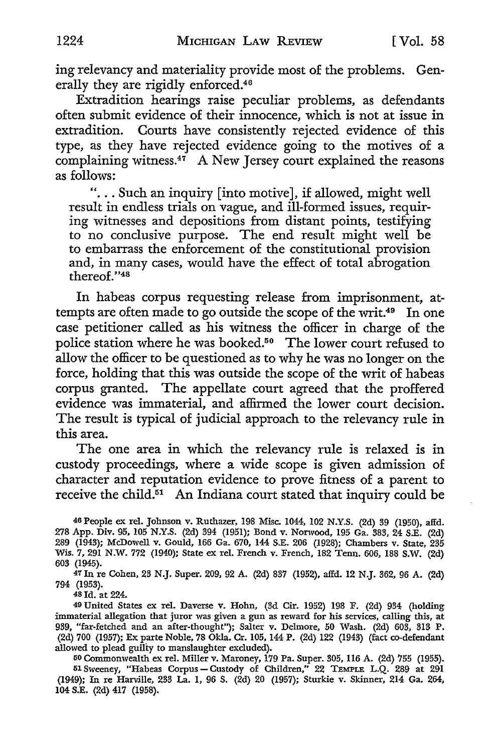ing relevancy and materiality provide most of the problems. Generally they are rigidly enforced.[46]

Extradition hearings raise peculiar problems, as defendants often submit evidence of their innocence, which is not at issue in extradition. Courts have consistently rejected evidence of this type, as they have rejected evidence going to the motives of a complaining witness.[47] A New Jersey court explained the reasons as follows:

> ". . . Such an inquiry [into motive], if allowed, might well result in endless trials on vague, and ill-formed issues, requiring witnesses and depositions from distant points, testifying to no conclusive purpose. The end result might well be to embarrass the enforcement of the constitutional provision and, in many cases, would have the effect of total abrogation thereof."[48]

In habeas corpus requesting release from imprisonment, attempts are often made to go outside the scope of the writ.[49] In one case petitioner called as his witness the officer in charge of the police station where he was booked.[50] The lower court refused to allow the officer to be questioned as to why he was no longer on the force, holding that this was outside the scope of the writ of habeas corpus granted. The appellate court agreed that the proffered evidence was immaterial, and affirmed the lower court decision. The result is typical of judicial approach to the relevancy rule in this area.

The one area in which the relevancy rule is relaxed is in custody proceedings, where a wide scope is given admission of character and reputation evidence to prove fitness of a parent to receive the child.[51] An Indiana court stated that inquiry could be

---

[46] People ex rel. Johnson v. Ruthazer, 198 Misc. 1044, 102 N.Y.S. (2d) 39 (1950), affd. 278 App. Div. 95, 105 N.Y.S. (2d) 394 (1951); Bond v. Norwood, 195 Ga. 383, 24 S.E. (2d) 289 (1943); McDowell v. Gould, 166 Ga. 670, 144 S.E. 206 (1928); Chambers v. State, 235 Wis. 7, 291 N.W. 772 (1940); State ex rel. French v. French, 182 Tenn. 606, 188 S.W. (2d) 603 (1945).

[47] In re Cohen, 23 N.J. Super. 209, 92 A. (2d) 837 (1952), affd. 12 N.J. 362, 96 A. (2d) 794 (1953).

[48] Id. at 224.

[49] United States ex rel. Daverse v. Hohn, (3d Cir. 1952) 198 F. (2d) 934 (holding immaterial allegation that juror was given a gun as reward for his services, calling this, at 939, "far-fetched and an after-thought"); Salter v. Delmore, 50 Wash. (2d) 603, 313 P. (2d) 700 (1957); Ex parte Noble, 78 Okla. Cr. 105, 144 P. (2d) 122 (1943) (fact co-defendant allowed to plead guilty to manslaughter excluded).

[50] Commonwealth ex rel. Miller v. Maroney, 179 Pa. Super. 305, 116 A. (2d) 755 (1955).

[51] Sweeney, "Habeas Corpus—Custody of Children," 22 Temple L.Q. 289 at 291 (1949); In re Harville, 233 La. 1, 96 S. (2d) 20 (1957); Sturkie v. Skinner, 214 Ga. 264, 104 S.E. (2d) 417 (1958).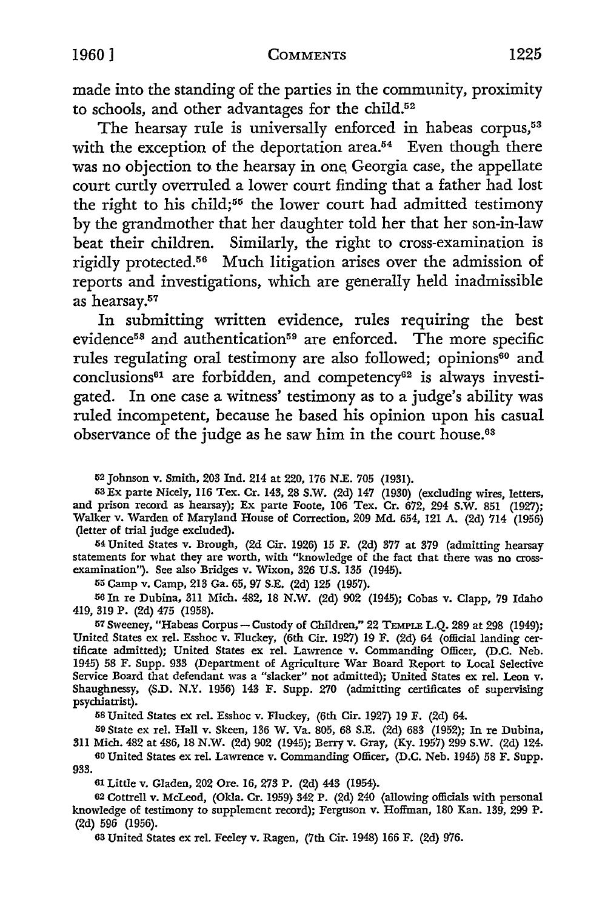made into the standing of the parties in the community, proximity to schools, and other advantages for the child.[52]

The hearsay rule is universally enforced in habeas corpus,[53] with the exception of the deportation area.[54] Even though there was no objection to the hearsay in one Georgia case, the appellate court curtly overruled a lower court finding that a father had lost the right to his child;[55] the lower court had admitted testimony by the grandmother that her daughter told her that her son-in-law beat their children. Similarly, the right to cross-examination is rigidly protected.[56] Much litigation arises over the admission of reports and investigations, which are generally held inadmissible as hearsay.[57]

In submitting written evidence, rules requiring the best evidence[58] and authentication[59] are enforced. The more specific rules regulating oral testimony are also followed; opinions[60] and conclusions[61] are forbidden, and competency[62] is always investigated. In one case a witness' testimony as to a judge's ability was ruled incompetent, because he based his opinion upon his casual observance of the judge as he saw him in the court house.[63]

[52] Johnson v. Smith, 203 Ind. 214 at 220, 176 N.E. 705 (1931).

[53] Ex parte Nicely, 116 Tex. Cr. 143, 28 S.W. (2d) 147 (1930) (excluding wires, letters, and prison record as hearsay); Ex parte Foote, 106 Tex. Cr. 672, 294 S.W. 851 (1927); Walker v. Warden of Maryland House of Correction, 209 Md. 654, 121 A. (2d) 714 (1956) (letter of trial judge excluded).

[54] United States v. Brough, (2d Cir. 1926) 15 F. (2d) 377 at 379 (admitting hearsay statements for what they are worth, with "knowledge of the fact that there was no cross-examination"). See also Bridges v. Wixon, 326 U.S. 135 (1945).

[55] Camp v. Camp, 213 Ga. 65, 97 S.E. (2d) 125 (1957).

[56] In re Dubina, 311 Mich. 482, 18 N.W. (2d) 902 (1945); Cobas v. Clapp, 79 Idaho 419, 319 P. (2d) 475 (1958).

[57] Sweeney, "Habeas Corpus — Custody of Children," 22 TEMPLE L.Q. 289 at 298 (1949); United States ex rel. Esshoc v. Fluckey, (6th Cir. 1927) 19 F. (2d) 64 (official landing certificate admitted); United States ex rel. Lawrence v. Commanding Officer, (D.C. Neb. 1945) 58 F. Supp. 933 (Department of Agriculture War Board Report to Local Selective Service Board that defendant was a "slacker" not admitted); United States ex rel. Leon v. Shaughnessy, (S.D. N.Y. 1956) 143 F. Supp. 270 (admitting certificates of supervising psychiatrist).

[58] United States ex rel. Esshoc v. Fluckey, (6th Cir. 1927) 19 F. (2d) 64.

[59] State ex rel. Hall v. Skeen, 136 W. Va. 805, 68 S.E. (2d) 683 (1952); In re Dubina, 311 Mich. 482 at 486, 18 N.W. (2d) 902 (1945); Berry v. Gray, (Ky. 1957) 299 S.W. (2d) 124.

[60] United States ex rel. Lawrence v. Commanding Officer, (D.C. Neb. 1945) 58 F. Supp. 933.

[61] Little v. Gladen, 202 Ore. 16, 273 P. (2d) 443 (1954).

[62] Cottrell v. McLeod, (Okla. Cr. 1959) 342 P. (2d) 240 (allowing officials with personal knowledge of testimony to supplement record); Ferguson v. Hoffman, 180 Kan. 139, 299 P. (2d) 596 (1956).

[63] United States ex rel. Feeley v. Ragen, (7th Cir. 1948) 166 F. (2d) 976.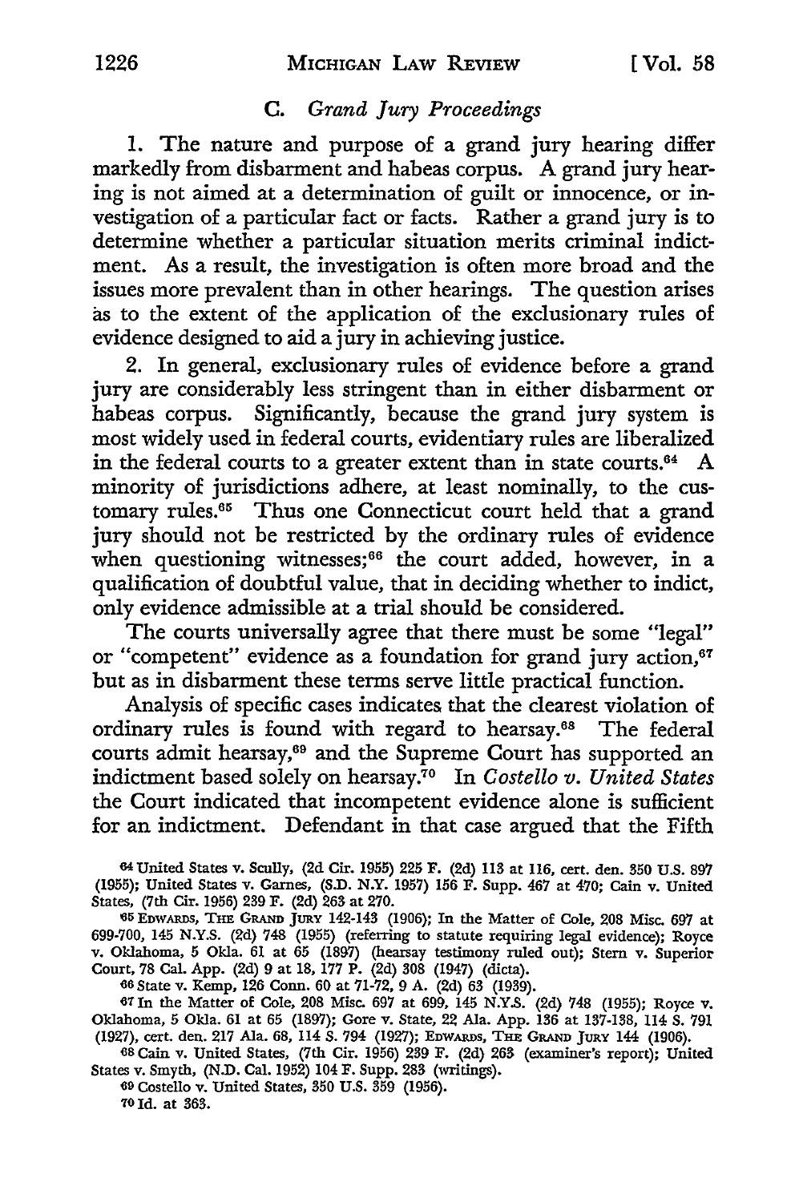### C. *Grand Jury Proceedings*

1. The nature and purpose of a grand jury hearing differ markedly from disbarment and habeas corpus. A grand jury hearing is not aimed at a determination of guilt or innocence, or investigation of a particular fact or facts. Rather a grand jury is to determine whether a particular situation merits criminal indictment. As a result, the investigation is often more broad and the issues more prevalent than in other hearings. The question arises as to the extent of the application of the exclusionary rules of evidence designed to aid a jury in achieving justice.

2. In general, exclusionary rules of evidence before a grand jury are considerably less stringent than in either disbarment or habeas corpus. Significantly, because the grand jury system is most widely used in federal courts, evidentiary rules are liberalized in the federal courts to a greater extent than in state courts.[64] A minority of jurisdictions adhere, at least nominally, to the customary rules.[65] Thus one Connecticut court held that a grand jury should not be restricted by the ordinary rules of evidence when questioning witnesses;[66] the court added, however, in a qualification of doubtful value, that in deciding whether to indict, only evidence admissible at a trial should be considered.

The courts universally agree that there must be some "legal" or "competent" evidence as a foundation for grand jury action,[67] but as in disbarment these terms serve little practical function.

Analysis of specific cases indicates that the clearest violation of ordinary rules is found with regard to hearsay.[68] The federal courts admit hearsay,[69] and the Supreme Court has supported an indictment based solely on hearsay.[70] In *Costello v. United States* the Court indicated that incompetent evidence alone is sufficient for an indictment. Defendant in that case argued that the Fifth

---

[64] United States v. Scully, (2d Cir. 1955) 225 F. (2d) 113 at 116, cert. den. 350 U.S. 897 (1955); United States v. Garnes, (S.D. N.Y. 1957) 156 F. Supp. 467 at 470; Cain v. United States, (7th Cir. 1956) 239 F. (2d) 263 at 270.

[65] EDWARDS, THE GRAND JURY 142-143 (1906); In the Matter of Cole, 208 Misc. 697 at 699-700, 145 N.Y.S. (2d) 748 (1955) (referring to statute requiring legal evidence); Royce v. Oklahoma, 5 Okla. 61 at 65 (1897) (hearsay testimony ruled out); Stern v. Superior Court, 78 Cal. App. (2d) 9 at 18, 177 P. (2d) 308 (1947) (dicta).

[66] State v. Kemp, 126 Conn. 60 at 71-72, 9 A. (2d) 63 (1939).

[67] In the Matter of Cole, 208 Misc. 697 at 699, 145 N.Y.S. (2d) 748 (1955); Royce v. Oklahoma, 5 Okla. 61 at 65 (1897); Gore v. State, 22 Ala. App. 136 at 137-138, 114 S. 791 (1927), cert. den. 217 Ala. 68, 114 S. 794 (1927); EDWARDS, THE GRAND JURY 144 (1906).

[68] Cain v. United States, (7th Cir. 1956) 239 F. (2d) 263 (examiner's report); United States v. Smyth, (N.D. Cal. 1952) 104 F. Supp. 283 (writings).

[69] Costello v. United States, 350 U.S. 359 (1956).

[70] Id. at 363.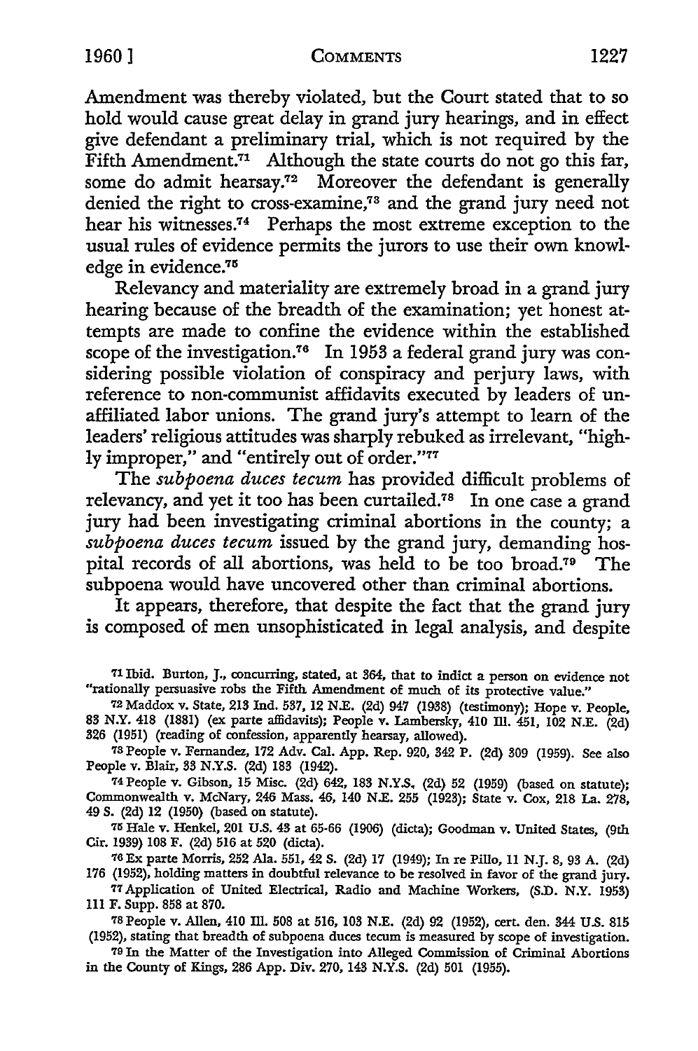Amendment was thereby violated, but the Court stated that to so hold would cause great delay in grand jury hearings, and in effect give defendant a preliminary trial, which is not required by the Fifth Amendment.[71] Although the state courts do not go this far, some do admit hearsay.[72] Moreover the defendant is generally denied the right to cross-examine,[73] and the grand jury need not hear his witnesses.[74] Perhaps the most extreme exception to the usual rules of evidence permits the jurors to use their own knowledge in evidence.[75]

Relevancy and materiality are extremely broad in a grand jury hearing because of the breadth of the examination; yet honest attempts are made to confine the evidence within the established scope of the investigation.[76] In 1953 a federal grand jury was considering possible violation of conspiracy and perjury laws, with reference to non-communist affidavits executed by leaders of unaffiliated labor unions. The grand jury's attempt to learn of the leaders' religious attitudes was sharply rebuked as irrelevant, "highly improper," and "entirely out of order."[77]

The *subpoena duces tecum* has provided difficult problems of relevancy, and yet it too has been curtailed.[78] In one case a grand jury had been investigating criminal abortions in the county; a *subpoena duces tecum* issued by the grand jury, demanding hospital records of all abortions, was held to be too broad.[79] The subpoena would have uncovered other than criminal abortions.

It appears, therefore, that despite the fact that the grand jury is composed of men unsophisticated in legal analysis, and despite

---

[71] Ibid. Burton, J., concurring, stated, at 364, that to indict a person on evidence not "rationally persuasive robs the Fifth Amendment of much of its protective value."

[72] Maddox v. State, 213 Ind. 537, 12 N.E. (2d) 947 (1938) (testimony); Hope v. People, 83 N.Y. 418 (1881) (ex parte affidavits); People v. Lambersky, 410 Ill. 451, 102 N.E. (2d) 326 (1951) (reading of confession, apparently hearsay, allowed).

[73] People v. Fernandez, 172 Adv. Cal. App. Rep. 920, 342 P. (2d) 309 (1959). See also People v. Blair, 33 N.Y.S. (2d) 183 (1942).

[74] People v. Gibson, 15 Misc. (2d) 642, 183 N.Y.S. (2d) 52 (1959) (based on statute); Commonwealth v. McNary, 246 Mass. 46, 140 N.E. 255 (1923); State v. Cox, 218 La. 278, 49 S. (2d) 12 (1950) (based on statute).

[75] Hale v. Henkel, 201 U.S. 43 at 65-66 (1906) (dicta); Goodman v. United States, (9th Cir. 1939) 108 F. (2d) 516 at 520 (dicta).

[76] Ex parte Morris, 252 Ala. 551, 42 S. (2d) 17 (1949); In re Pillo, 11 N.J. 8, 93 A. (2d) 176 (1952), holding matters in doubtful relevance to be resolved in favor of the grand jury.

[77] Application of United Electrical, Radio and Machine Workers, (S.D. N.Y. 1953) 111 F. Supp. 858 at 870.

[78] People v. Allen, 410 Ill. 508 at 516, 103 N.E. (2d) 92 (1952), cert. den. 344 U.S. 815 (1952), stating that breadth of subpoena duces tecum is measured by scope of investigation.

[79] In the Matter of the Investigation into Alleged Commission of Criminal Abortions in the County of Kings, 286 App. Div. 270, 143 N.Y.S. (2d) 501 (1955).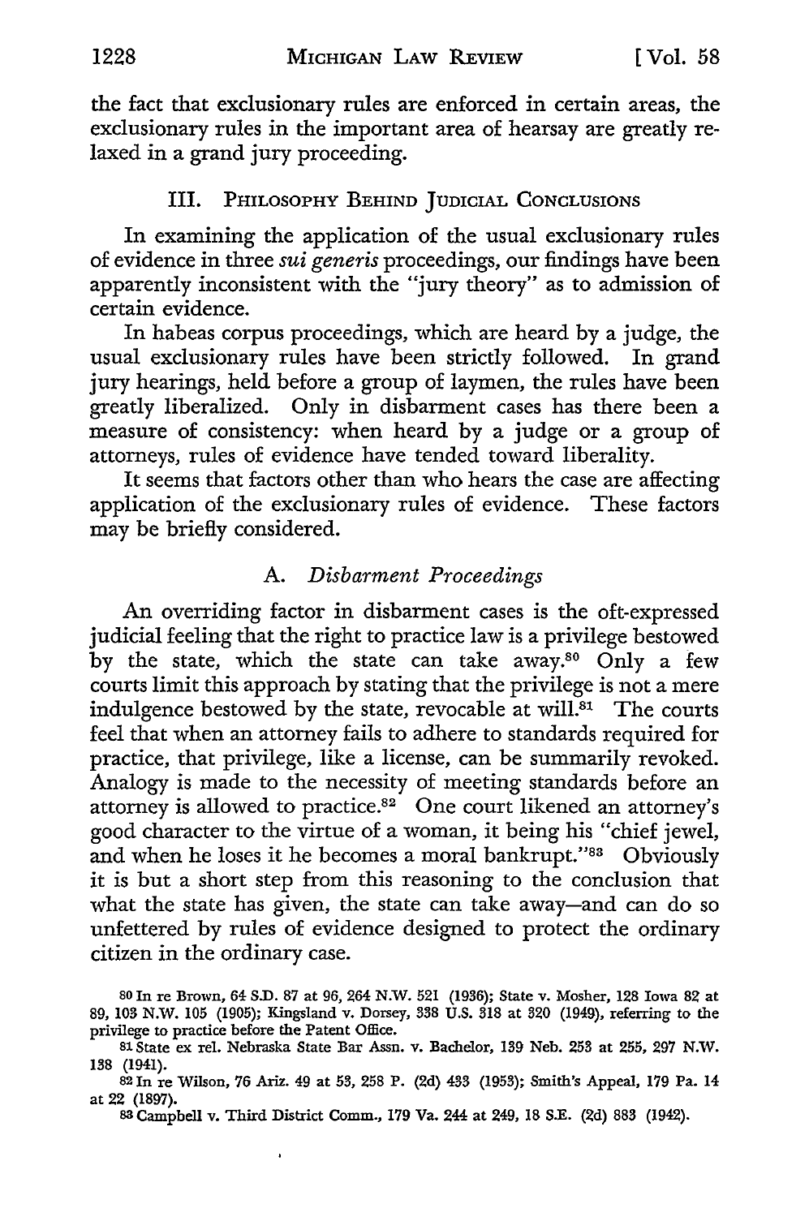the fact that exclusionary rules are enforced in certain areas, the exclusionary rules in the important area of hearsay are greatly relaxed in a grand jury proceeding.

## III. Philosophy Behind Judicial Conclusions

In examining the application of the usual exclusionary rules of evidence in three *sui generis* proceedings, our findings have been apparently inconsistent with the "jury theory" as to admission of certain evidence.

In habeas corpus proceedings, which are heard by a judge, the usual exclusionary rules have been strictly followed. In grand jury hearings, held before a group of laymen, the rules have been greatly liberalized. Only in disbarment cases has there been a measure of consistency: when heard by a judge or a group of attorneys, rules of evidence have tended toward liberality.

It seems that factors other than who hears the case are affecting application of the exclusionary rules of evidence. These factors may be briefly considered.

### A. *Disbarment Proceedings*

An overriding factor in disbarment cases is the oft-expressed judicial feeling that the right to practice law is a privilege bestowed by the state, which the state can take away.[80] Only a few courts limit this approach by stating that the privilege is not a mere indulgence bestowed by the state, revocable at will.[81] The courts feel that when an attorney fails to adhere to standards required for practice, that privilege, like a license, can be summarily revoked. Analogy is made to the necessity of meeting standards before an attorney is allowed to practice.[82] One court likened an attorney's good character to the virtue of a woman, it being his "chief jewel, and when he loses it he becomes a moral bankrupt."[83] Obviously it is but a short step from this reasoning to the conclusion that what the state has given, the state can take away—and can do so unfettered by rules of evidence designed to protect the ordinary citizen in the ordinary case.

[80] In re Brown, 64 S.D. 87 at 96, 264 N.W. 521 (1936); State v. Mosher, 128 Iowa 82 at 89, 103 N.W. 105 (1905); Kingsland v. Dorsey, 338 U.S. 318 at 320 (1949), referring to the privilege to practice before the Patent Office.

[81] State ex rel. Nebraska State Bar Assn. v. Bachelor, 139 Neb. 253 at 255, 297 N.W. 138 (1941).

[82] In re Wilson, 76 Ariz. 49 at 53, 258 P. (2d) 433 (1953); Smith's Appeal, 179 Pa. 14 at 22 (1897).

[83] Campbell v. Third District Comm., 179 Va. 244 at 249, 18 S.E. (2d) 883 (1942).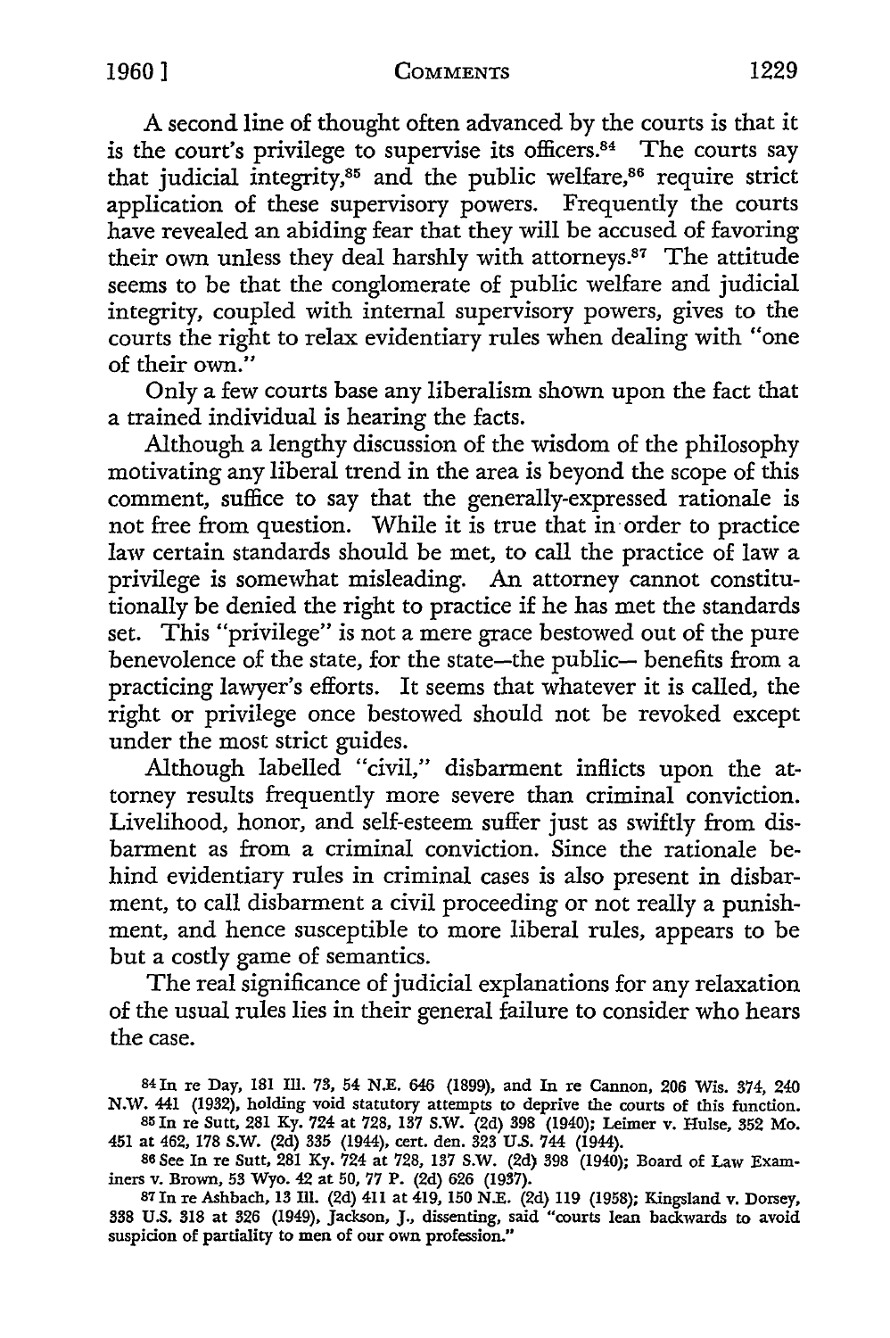A second line of thought often advanced by the courts is that it is the court's privilege to supervise its officers.[84] The courts say that judicial integrity,[85] and the public welfare,[86] require strict application of these supervisory powers. Frequently the courts have revealed an abiding fear that they will be accused of favoring their own unless they deal harshly with attorneys.[87] The attitude seems to be that the conglomerate of public welfare and judicial integrity, coupled with internal supervisory powers, gives to the courts the right to relax evidentiary rules when dealing with "one of their own."

Only a few courts base any liberalism shown upon the fact that a trained individual is hearing the facts.

Although a lengthy discussion of the wisdom of the philosophy motivating any liberal trend in the area is beyond the scope of this comment, suffice to say that the generally-expressed rationale is not free from question. While it is true that in order to practice law certain standards should be met, to call the practice of law a privilege is somewhat misleading. An attorney cannot constitutionally be denied the right to practice if he has met the standards set. This "privilege" is not a mere grace bestowed out of the pure benevolence of the state, for the state—the public— benefits from a practicing lawyer's efforts. It seems that whatever it is called, the right or privilege once bestowed should not be revoked except under the most strict guides.

Although labelled "civil," disbarment inflicts upon the attorney results frequently more severe than criminal conviction. Livelihood, honor, and self-esteem suffer just as swiftly from disbarment as from a criminal conviction. Since the rationale behind evidentiary rules in criminal cases is also present in disbarment, to call disbarment a civil proceeding or not really a punishment, and hence susceptible to more liberal rules, appears to be but a costly game of semantics.

The real significance of judicial explanations for any relaxation of the usual rules lies in their general failure to consider who hears the case.

---

[84] In re Day, 181 Ill. 73, 54 N.E. 646 (1899), and In re Cannon, 206 Wis. 374, 240 N.W. 441 (1932), holding void statutory attempts to deprive the courts of this function.

[85] In re Sutt, 281 Ky. 724 at 728, 137 S.W. (2d) 398 (1940); Leimer v. Hulse, 352 Mo. 451 at 462, 178 S.W. (2d) 335 (1944), cert. den. 323 U.S. 744 (1944).

[86] See In re Sutt, 281 Ky. 724 at 728, 137 S.W. (2d) 398 (1940); Board of Law Examiners v. Brown, 53 Wyo. 42 at 50, 77 P. (2d) 626 (1937).

[87] In re Ashbach, 13 Ill. (2d) 411 at 419, 150 N.E. (2d) 119 (1958); Kingsland v. Dorsey, 338 U.S. 318 at 326 (1949), Jackson, J., dissenting, said "courts lean backwards to avoid suspicion of partiality to men of our own profession."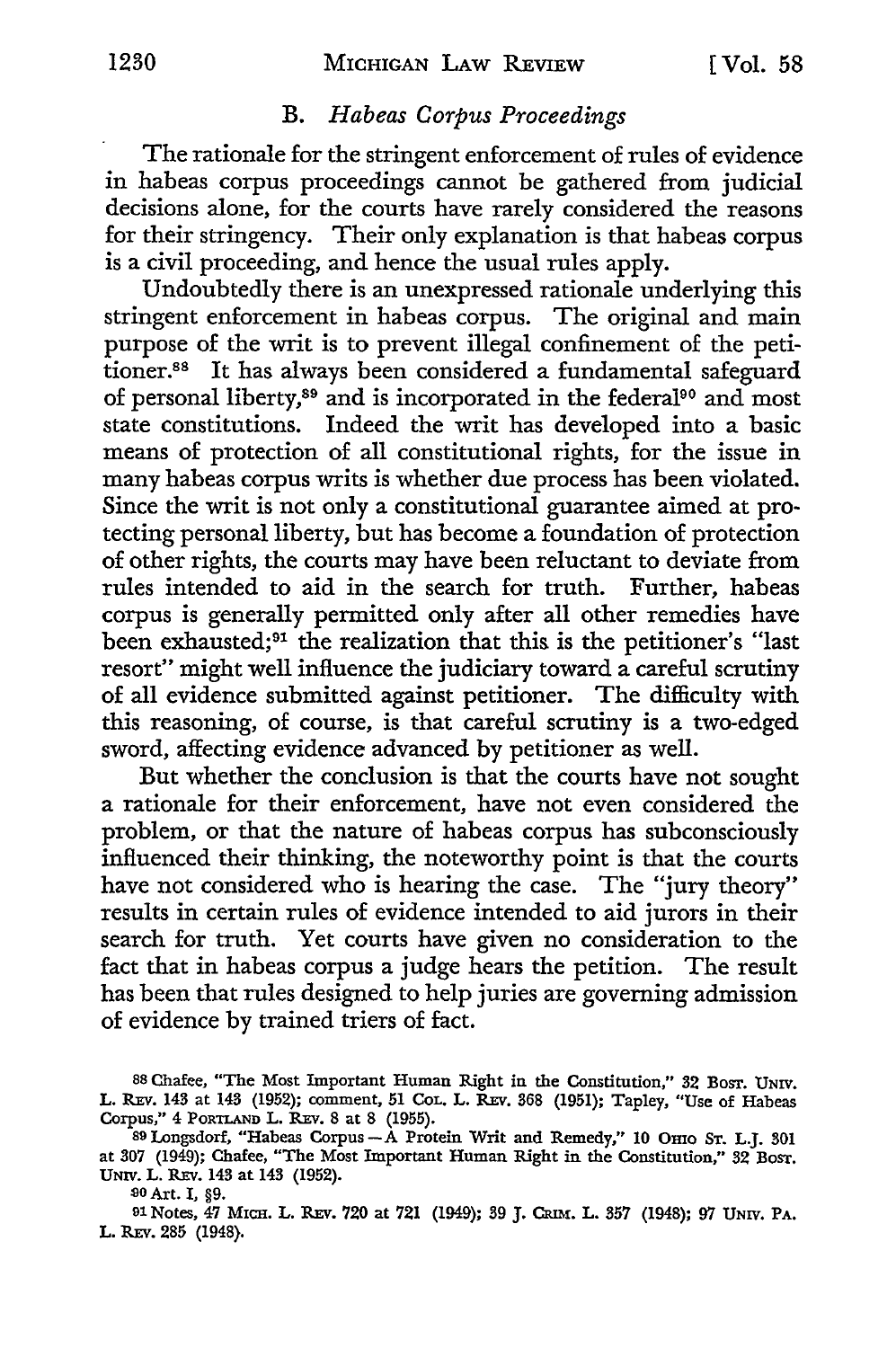### B. *Habeas Corpus Proceedings*

The rationale for the stringent enforcement of rules of evidence in habeas corpus proceedings cannot be gathered from judicial decisions alone, for the courts have rarely considered the reasons for their stringency. Their only explanation is that habeas corpus is a civil proceeding, and hence the usual rules apply.

Undoubtedly there is an unexpressed rationale underlying this stringent enforcement in habeas corpus. The original and main purpose of the writ is to prevent illegal confinement of the petitioner.[88] It has always been considered a fundamental safeguard of personal liberty,[89] and is incorporated in the federal[90] and most state constitutions. Indeed the writ has developed into a basic means of protection of all constitutional rights, for the issue in many habeas corpus writs is whether due process has been violated. Since the writ is not only a constitutional guarantee aimed at protecting personal liberty, but has become a foundation of protection of other rights, the courts may have been reluctant to deviate from rules intended to aid in the search for truth. Further, habeas corpus is generally permitted only after all other remedies have been exhausted;[91] the realization that this is the petitioner's "last resort" might well influence the judiciary toward a careful scrutiny of all evidence submitted against petitioner. The difficulty with this reasoning, of course, is that careful scrutiny is a two-edged sword, affecting evidence advanced by petitioner as well.

But whether the conclusion is that the courts have not sought a rationale for their enforcement, have not even considered the problem, or that the nature of habeas corpus has subconsciously influenced their thinking, the noteworthy point is that the courts have not considered who is hearing the case. The "jury theory" results in certain rules of evidence intended to aid jurors in their search for truth. Yet courts have given no consideration to the fact that in habeas corpus a judge hears the petition. The result has been that rules designed to help juries are governing admission of evidence by trained triers of fact.

---

[88] Chafee, "The Most Important Human Right in the Constitution," 32 Bost. Univ. L. Rev. 143 at 143 (1952); comment, 51 Col. L. Rev. 368 (1951); Tapley, "Use of Habeas Corpus," 4 Portland L. Rev. 8 at 8 (1955).

[89] Longsdorf, "Habeas Corpus—A Protein Writ and Remedy," 10 Ohio St. L.J. 301 at 307 (1949); Chafee, "The Most Important Human Right in the Constitution," 32 Bost. Univ. L. Rev. 143 at 143 (1952).

[90] Art. I, §9.

[91] Notes, 47 Mich. L. Rev. 720 at 721 (1949); 39 J. Crim. L. 357 (1948); 97 Univ. Pa. L. Rev. 285 (1948).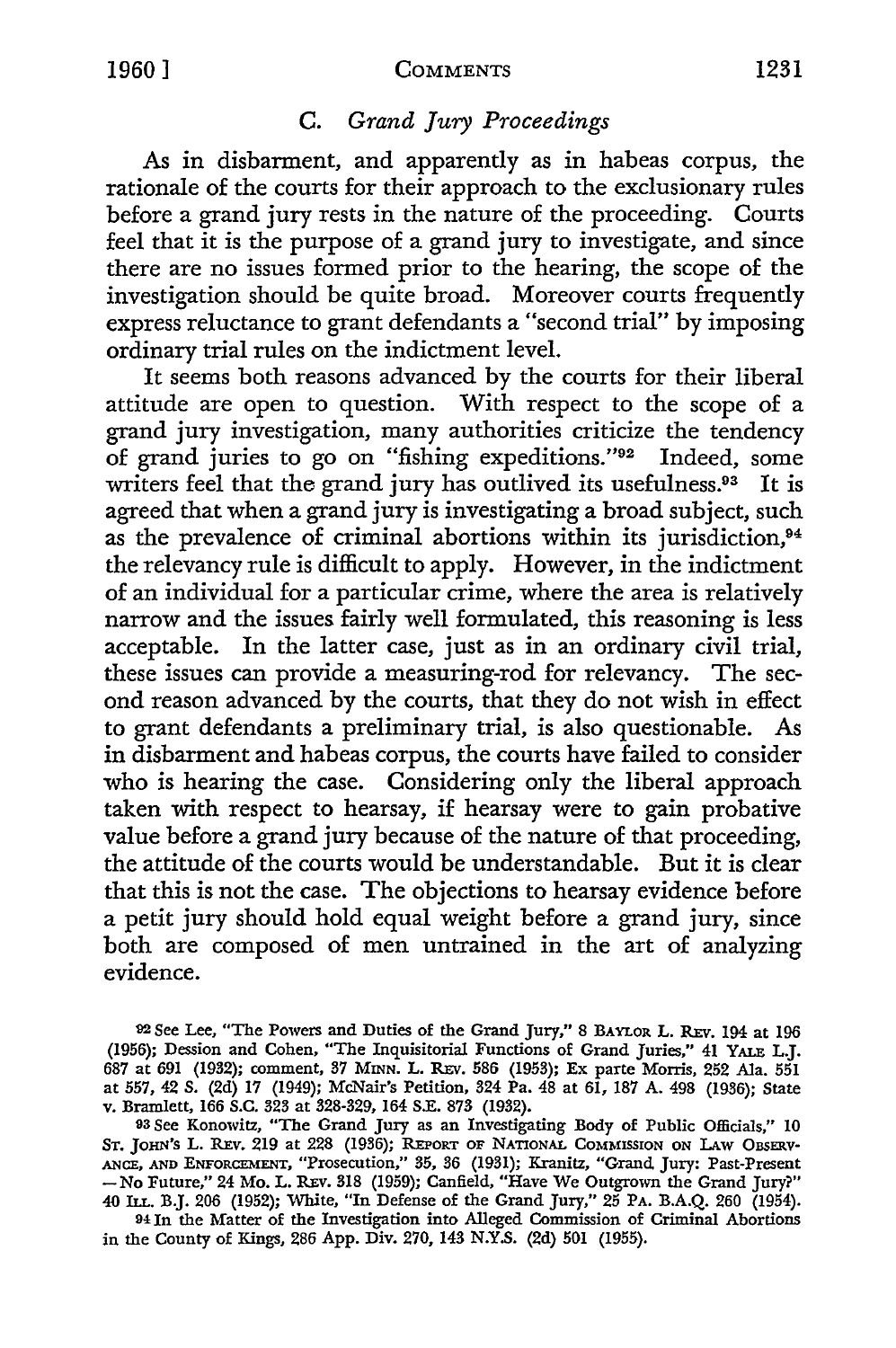### C. *Grand Jury Proceedings*

As in disbarment, and apparently as in habeas corpus, the rationale of the courts for their approach to the exclusionary rules before a grand jury rests in the nature of the proceeding. Courts feel that it is the purpose of a grand jury to investigate, and since there are no issues formed prior to the hearing, the scope of the investigation should be quite broad. Moreover courts frequently express reluctance to grant defendants a "second trial" by imposing ordinary trial rules on the indictment level.

It seems both reasons advanced by the courts for their liberal attitude are open to question. With respect to the scope of a grand jury investigation, many authorities criticize the tendency of grand juries to go on "fishing expeditions."[92] Indeed, some writers feel that the grand jury has outlived its usefulness.[93] It is agreed that when a grand jury is investigating a broad subject, such as the prevalence of criminal abortions within its jurisdiction,[94] the relevancy rule is difficult to apply. However, in the indictment of an individual for a particular crime, where the area is relatively narrow and the issues fairly well formulated, this reasoning is less acceptable. In the latter case, just as in an ordinary civil trial, these issues can provide a measuring-rod for relevancy. The second reason advanced by the courts, that they do not wish in effect to grant defendants a preliminary trial, is also questionable. As in disbarment and habeas corpus, the courts have failed to consider who is hearing the case. Considering only the liberal approach taken with respect to hearsay, if hearsay were to gain probative value before a grand jury because of the nature of that proceeding, the attitude of the courts would be understandable. But it is clear that this is not the case. The objections to hearsay evidence before a petit jury should hold equal weight before a grand jury, since both are composed of men untrained in the art of analyzing evidence.

---

[92] See Lee, "The Powers and Duties of the Grand Jury," 8 BAYLOR L. REV. 194 at 196 (1956); Dession and Cohen, "The Inquisitorial Functions of Grand Juries," 41 YALE L.J. 687 at 691 (1932); comment, 37 MINN. L. REV. 586 (1953); Ex parte Morris, 252 Ala. 551 at 557, 42 S. (2d) 17 (1949); McNair's Petition, 324 Pa. 48 at 61, 187 A. 498 (1936); State v. Bramlett, 166 S.C. 323 at 328-329, 164 S.E. 873 (1932).

[93] See Konowitz, "The Grand Jury as an Investigating Body of Public Officials," 10 ST. JOHN'S L. REV. 219 at 228 (1936); REPORT OF NATIONAL COMMISSION ON LAW OBSERVANCE, AND ENFORCEMENT, "Prosecution," 35, 36 (1931); Kranitz, "Grand Jury: Past-Present — No Future," 24 MO. L. REV. 318 (1959); Canfield, "Have We Outgrown the Grand Jury?" 40 ILL. B.J. 206 (1952); White, "In Defense of the Grand Jury," 25 PA. B.A.Q. 260 (1954).

[94] In the Matter of the Investigation into Alleged Commission of Criminal Abortions in the County of Kings, 286 App. Div. 270, 143 N.Y.S. (2d) 501 (1955).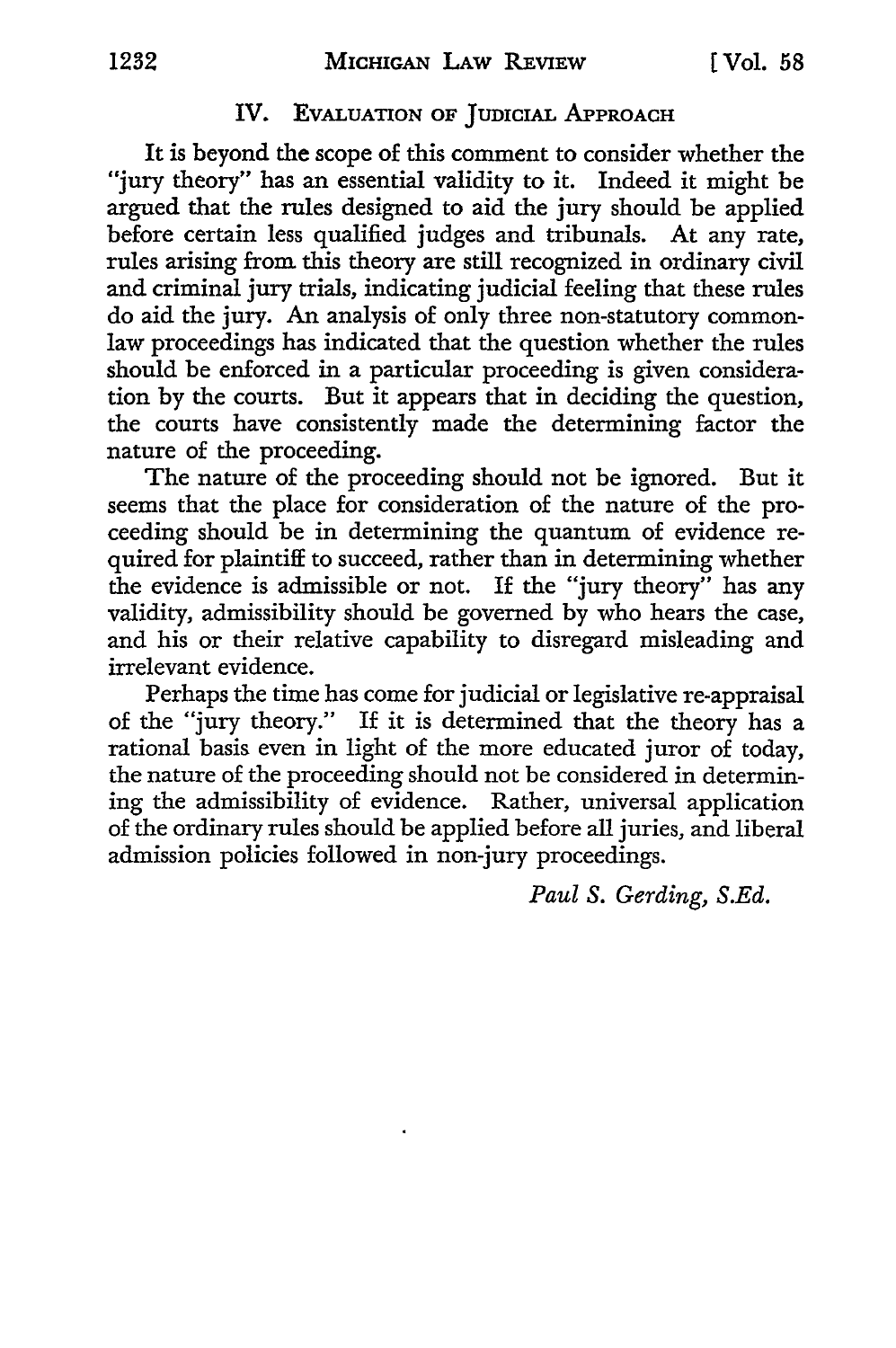## IV. Evaluation of Judicial Approach

It is beyond the scope of this comment to consider whether the "jury theory" has an essential validity to it. Indeed it might be argued that the rules designed to aid the jury should be applied before certain less qualified judges and tribunals. At any rate, rules arising from this theory are still recognized in ordinary civil and criminal jury trials, indicating judicial feeling that these rules do aid the jury. An analysis of only three non-statutory common-law proceedings has indicated that the question whether the rules should be enforced in a particular proceeding is given consideration by the courts. But it appears that in deciding the question, the courts have consistently made the determining factor the nature of the proceeding.

The nature of the proceeding should not be ignored. But it seems that the place for consideration of the nature of the proceeding should be in determining the quantum of evidence required for plaintiff to succeed, rather than in determining whether the evidence is admissible or not. If the "jury theory" has any validity, admissibility should be governed by who hears the case, and his or their relative capability to disregard misleading and irrelevant evidence.

Perhaps the time has come for judicial or legislative re-appraisal of the "jury theory." If it is determined that the theory has a rational basis even in light of the more educated juror of today, the nature of the proceeding should not be considered in determining the admissibility of evidence. Rather, universal application of the ordinary rules should be applied before all juries, and liberal admission policies followed in non-jury proceedings.

*Paul S. Gerding, S.Ed.*